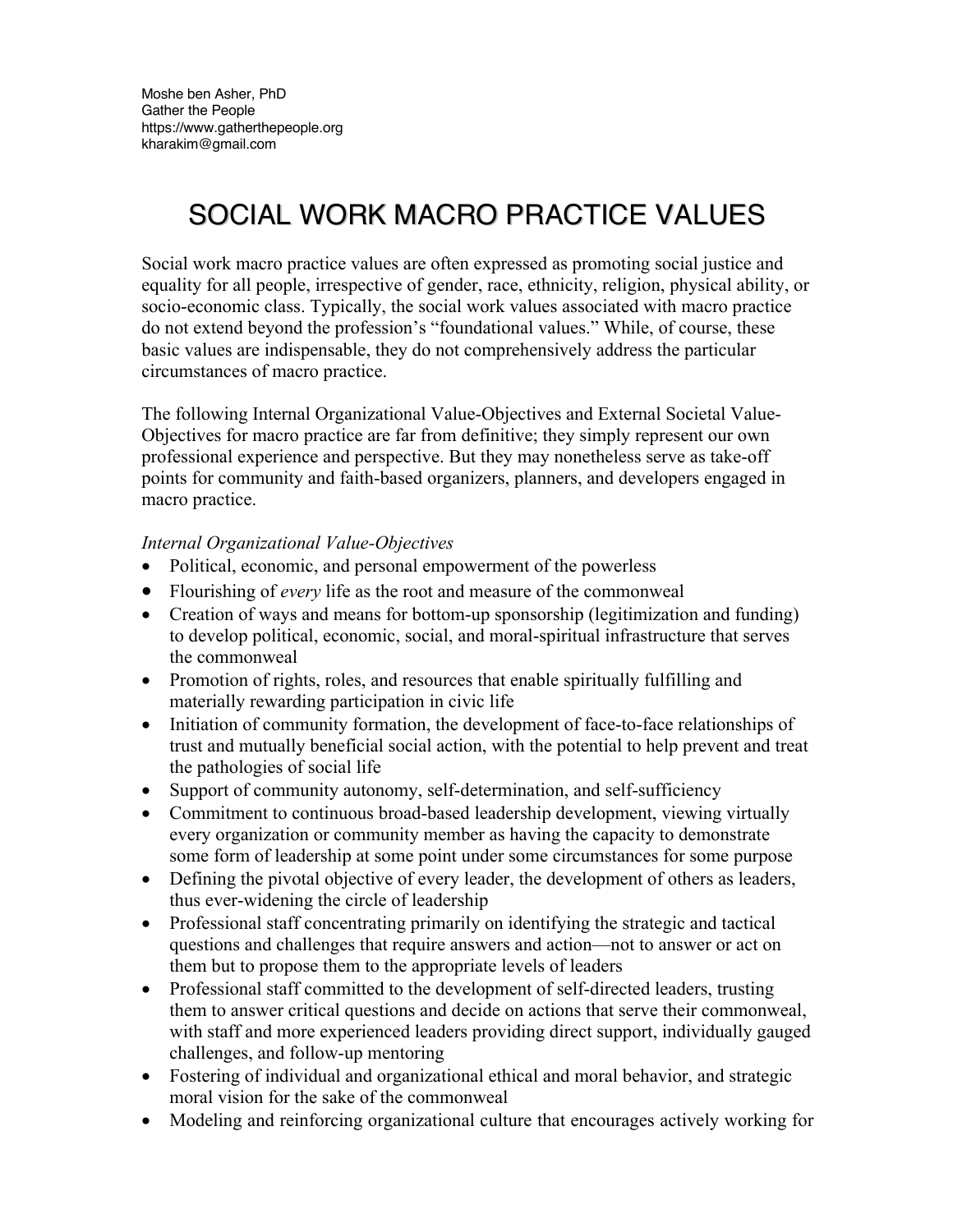Moshe ben Asher, PhD
Gather the People
https://www.gatherthepeople.org
kharakim@gmail.com

# SOCIAL WORK MACRO PRACTICE VALUES

Social work macro practice values are often expressed as promoting social justice and equality for all people, irrespective of gender, race, ethnicity, religion, physical ability, or socio-economic class. Typically, the social work values associated with macro practice do not extend beyond the profession's "foundational values." While, of course, these basic values are indispensable, they do not comprehensively address the particular circumstances of macro practice.

The following Internal Organizational Value-Objectives and External Societal Value-Objectives for macro practice are far from definitive; they simply represent our own professional experience and perspective. But they may nonetheless serve as take-off points for community and faith-based organizers, planners, and developers engaged in macro practice.

*Internal Organizational Value-Objectives*

- Political, economic, and personal empowerment of the powerless
- Flourishing of *every* life as the root and measure of the commonweal
- Creation of ways and means for bottom-up sponsorship (legitimization and funding) to develop political, economic, social, and moral-spiritual infrastructure that serves the commonweal
- Promotion of rights, roles, and resources that enable spiritually fulfilling and materially rewarding participation in civic life
- Initiation of community formation, the development of face-to-face relationships of trust and mutually beneficial social action, with the potential to help prevent and treat the pathologies of social life
- Support of community autonomy, self-determination, and self-sufficiency
- Commitment to continuous broad-based leadership development, viewing virtually every organization or community member as having the capacity to demonstrate some form of leadership at some point under some circumstances for some purpose
- Defining the pivotal objective of every leader, the development of others as leaders, thus ever-widening the circle of leadership
- Professional staff concentrating primarily on identifying the strategic and tactical questions and challenges that require answers and action—not to answer or act on them but to propose them to the appropriate levels of leaders
- Professional staff committed to the development of self-directed leaders, trusting them to answer critical questions and decide on actions that serve their commonweal, with staff and more experienced leaders providing direct support, individually gauged challenges, and follow-up mentoring
- Fostering of individual and organizational ethical and moral behavior, and strategic moral vision for the sake of the commonweal
- Modeling and reinforcing organizational culture that encourages actively working for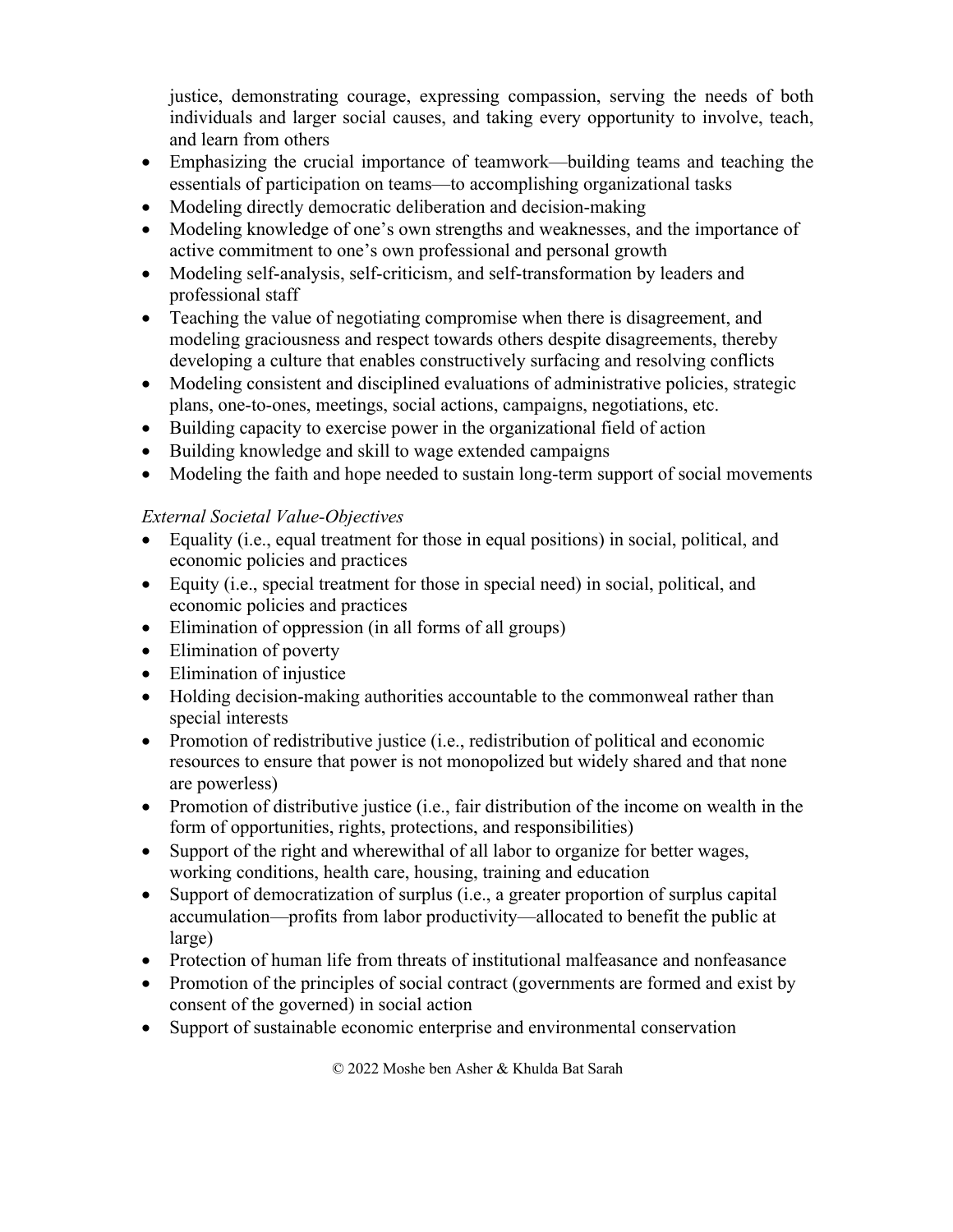justice, demonstrating courage, expressing compassion, serving the needs of both individuals and larger social causes, and taking every opportunity to involve, teach, and learn from others

- Emphasizing the crucial importance of teamwork—building teams and teaching the essentials of participation on teams—to accomplishing organizational tasks
- Modeling directly democratic deliberation and decision-making
- Modeling knowledge of one's own strengths and weaknesses, and the importance of active commitment to one's own professional and personal growth
- Modeling self-analysis, self-criticism, and self-transformation by leaders and professional staff
- Teaching the value of negotiating compromise when there is disagreement, and modeling graciousness and respect towards others despite disagreements, thereby developing a culture that enables constructively surfacing and resolving conflicts
- Modeling consistent and disciplined evaluations of administrative policies, strategic plans, one-to-ones, meetings, social actions, campaigns, negotiations, etc.
- Building capacity to exercise power in the organizational field of action
- Building knowledge and skill to wage extended campaigns
- Modeling the faith and hope needed to sustain long-term support of social movements

*External Societal Value-Objectives*

- Equality (i.e., equal treatment for those in equal positions) in social, political, and economic policies and practices
- Equity (i.e., special treatment for those in special need) in social, political, and economic policies and practices
- Elimination of oppression (in all forms of all groups)
- Elimination of poverty
- Elimination of injustice
- Holding decision-making authorities accountable to the commonweal rather than special interests
- Promotion of redistributive justice (i.e., redistribution of political and economic resources to ensure that power is not monopolized but widely shared and that none are powerless)
- Promotion of distributive justice (i.e., fair distribution of the income on wealth in the form of opportunities, rights, protections, and responsibilities)
- Support of the right and wherewithal of all labor to organize for better wages, working conditions, health care, housing, training and education
- Support of democratization of surplus (i.e., a greater proportion of surplus capital accumulation—profits from labor productivity—allocated to benefit the public at large)
- Protection of human life from threats of institutional malfeasance and nonfeasance
- Promotion of the principles of social contract (governments are formed and exist by consent of the governed) in social action
- Support of sustainable economic enterprise and environmental conservation

© 2022 Moshe ben Asher & Khulda Bat Sarah